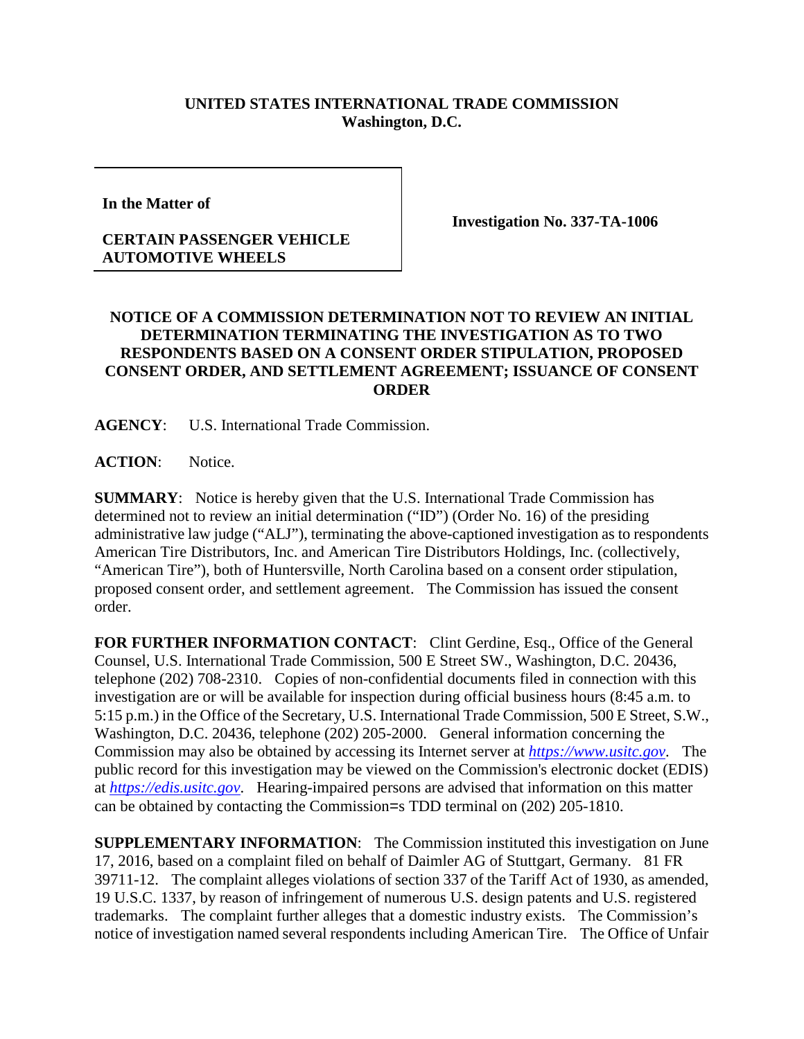**UNITED STATES INTERNATIONAL TRADE COMMISSION**
**Washington, D.C.**

| In the Matter of<br><br>**CERTAIN PASSENGER VEHICLE AUTOMOTIVE WHEELS** | **Investigation No. 337-TA-1006** |
|---|---|

**NOTICE OF A COMMISSION DETERMINATION NOT TO REVIEW AN INITIAL DETERMINATION TERMINATING THE INVESTIGATION AS TO TWO RESPONDENTS BASED ON A CONSENT ORDER STIPULATION, PROPOSED CONSENT ORDER, AND SETTLEMENT AGREEMENT; ISSUANCE OF CONSENT ORDER**

**AGENCY**: U.S. International Trade Commission.

**ACTION**: Notice.

**SUMMARY**: Notice is hereby given that the U.S. International Trade Commission has determined not to review an initial determination ("ID") (Order No. 16) of the presiding administrative law judge ("ALJ"), terminating the above-captioned investigation as to respondents American Tire Distributors, Inc. and American Tire Distributors Holdings, Inc. (collectively, "American Tire"), both of Huntersville, North Carolina based on a consent order stipulation, proposed consent order, and settlement agreement. The Commission has issued the consent order.

**FOR FURTHER INFORMATION CONTACT**: Clint Gerdine, Esq., Office of the General Counsel, U.S. International Trade Commission, 500 E Street SW., Washington, D.C. 20436, telephone (202) 708-2310. Copies of non-confidential documents filed in connection with this investigation are or will be available for inspection during official business hours (8:45 a.m. to 5:15 p.m.) in the Office of the Secretary, U.S. International Trade Commission, 500 E Street, S.W., Washington, D.C. 20436, telephone (202) 205-2000. General information concerning the Commission may also be obtained by accessing its Internet server at *https://www.usitc.gov*. The public record for this investigation may be viewed on the Commission's electronic docket (EDIS) at *https://edis.usitc.gov*. Hearing-impaired persons are advised that information on this matter can be obtained by contacting the Commission=s TDD terminal on (202) 205-1810.

**SUPPLEMENTARY INFORMATION**: The Commission instituted this investigation on June 17, 2016, based on a complaint filed on behalf of Daimler AG of Stuttgart, Germany. 81 FR 39711-12. The complaint alleges violations of section 337 of the Tariff Act of 1930, as amended, 19 U.S.C. 1337, by reason of infringement of numerous U.S. design patents and U.S. registered trademarks. The complaint further alleges that a domestic industry exists. The Commission's notice of investigation named several respondents including American Tire. The Office of Unfair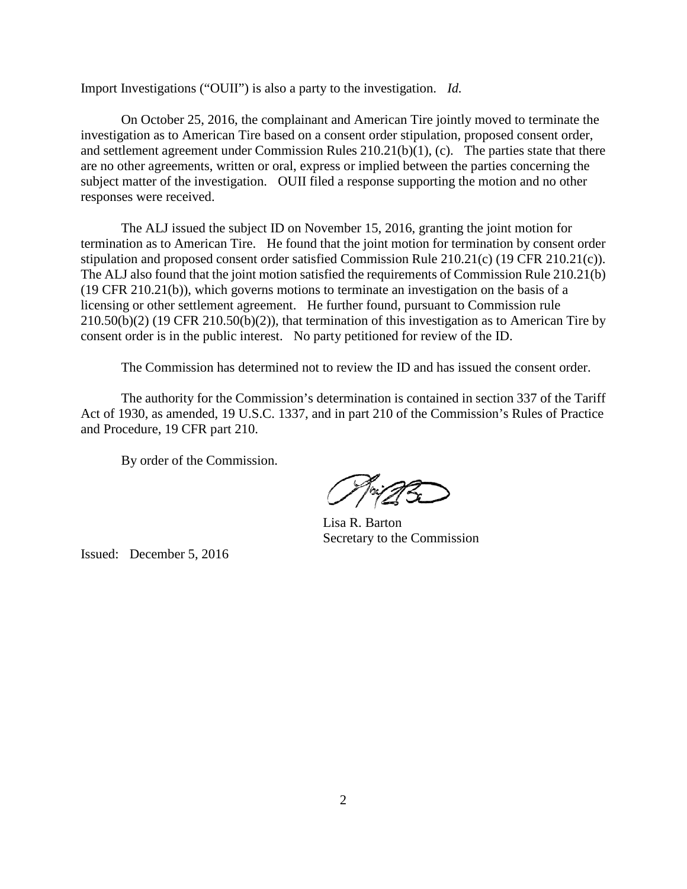Import Investigations ("OUII") is also a party to the investigation. *Id.*

On October 25, 2016, the complainant and American Tire jointly moved to terminate the investigation as to American Tire based on a consent order stipulation, proposed consent order, and settlement agreement under Commission Rules 210.21(b)(1), (c). The parties state that there are no other agreements, written or oral, express or implied between the parties concerning the subject matter of the investigation. OUII filed a response supporting the motion and no other responses were received.

The ALJ issued the subject ID on November 15, 2016, granting the joint motion for termination as to American Tire. He found that the joint motion for termination by consent order stipulation and proposed consent order satisfied Commission Rule 210.21(c) (19 CFR 210.21(c)). The ALJ also found that the joint motion satisfied the requirements of Commission Rule 210.21(b) (19 CFR 210.21(b)), which governs motions to terminate an investigation on the basis of a licensing or other settlement agreement. He further found, pursuant to Commission rule 210.50(b)(2) (19 CFR 210.50(b)(2)), that termination of this investigation as to American Tire by consent order is in the public interest. No party petitioned for review of the ID.

The Commission has determined not to review the ID and has issued the consent order.

The authority for the Commission's determination is contained in section 337 of the Tariff Act of 1930, as amended, 19 U.S.C. 1337, and in part 210 of the Commission's Rules of Practice and Procedure, 19 CFR part 210.

By order of the Commission.

Lisa R. Barton
Secretary to the Commission

Issued: December 5, 2016